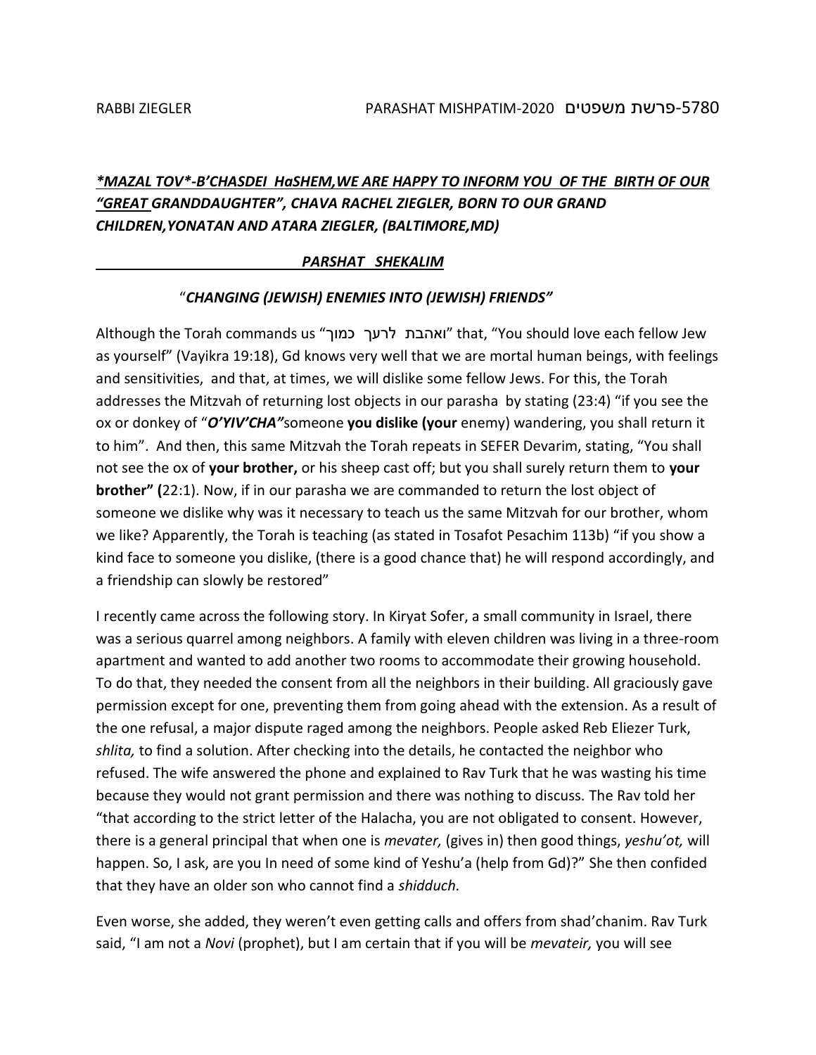RABBI ZIEGLER PARASHAT MISHPATIM-2020 פרשת משפטים-5780

***\*MAZAL TOV\*-B'CHASDEI HaSHEM,WE ARE HAPPY TO INFORM YOU OF THE BIRTH OF OUR "GREAT GRANDDAUGHTER", CHAVA RACHEL ZIEGLER, BORN TO OUR GRAND CHILDREN,YONATAN AND ATARA ZIEGLER, (BALTIMORE,MD)***

***PARSHAT SHEKALIM***

***"CHANGING (JEWISH) ENEMIES INTO (JEWISH) FRIENDS"***

Although the Torah commands us "ואהבת לרעך כמוך" that, "You should love each fellow Jew as yourself" (Vayikra 19:18), Gd knows very well that we are mortal human beings, with feelings and sensitivities, and that, at times, we will dislike some fellow Jews. For this, the Torah addresses the Mitzvah of returning lost objects in our parasha by stating (23:4) "if you see the ox or donkey of "***O'YIV'CHA"***someone **you dislike (your** enemy) wandering, you shall return it to him". And then, this same Mitzvah the Torah repeats in SEFER Devarim, stating, "You shall not see the ox of **your brother,** or his sheep cast off; but you shall surely return them to **your brother" (**22:1). Now, if in our parasha we are commanded to return the lost object of someone we dislike why was it necessary to teach us the same Mitzvah for our brother, whom we like? Apparently, the Torah is teaching (as stated in Tosafot Pesachim 113b) "if you show a kind face to someone you dislike, (there is a good chance that) he will respond accordingly, and a friendship can slowly be restored"

I recently came across the following story. In Kiryat Sofer, a small community in Israel, there was a serious quarrel among neighbors. A family with eleven children was living in a three-room apartment and wanted to add another two rooms to accommodate their growing household. To do that, they needed the consent from all the neighbors in their building. All graciously gave permission except for one, preventing them from going ahead with the extension. As a result of the one refusal, a major dispute raged among the neighbors. People asked Reb Eliezer Turk, *shlita,* to find a solution. After checking into the details, he contacted the neighbor who refused. The wife answered the phone and explained to Rav Turk that he was wasting his time because they would not grant permission and there was nothing to discuss. The Rav told her "that according to the strict letter of the Halacha, you are not obligated to consent. However, there is a general principal that when one is *mevater,* (gives in) then good things, *yeshu'ot,* will happen. So, I ask, are you In need of some kind of Yeshu'a (help from Gd)?" She then confided that they have an older son who cannot find a *shidduch.*

Even worse, she added, they weren't even getting calls and offers from shad'chanim. Rav Turk said, "I am not a *Novi* (prophet), but I am certain that if you will be *mevateir,* you will see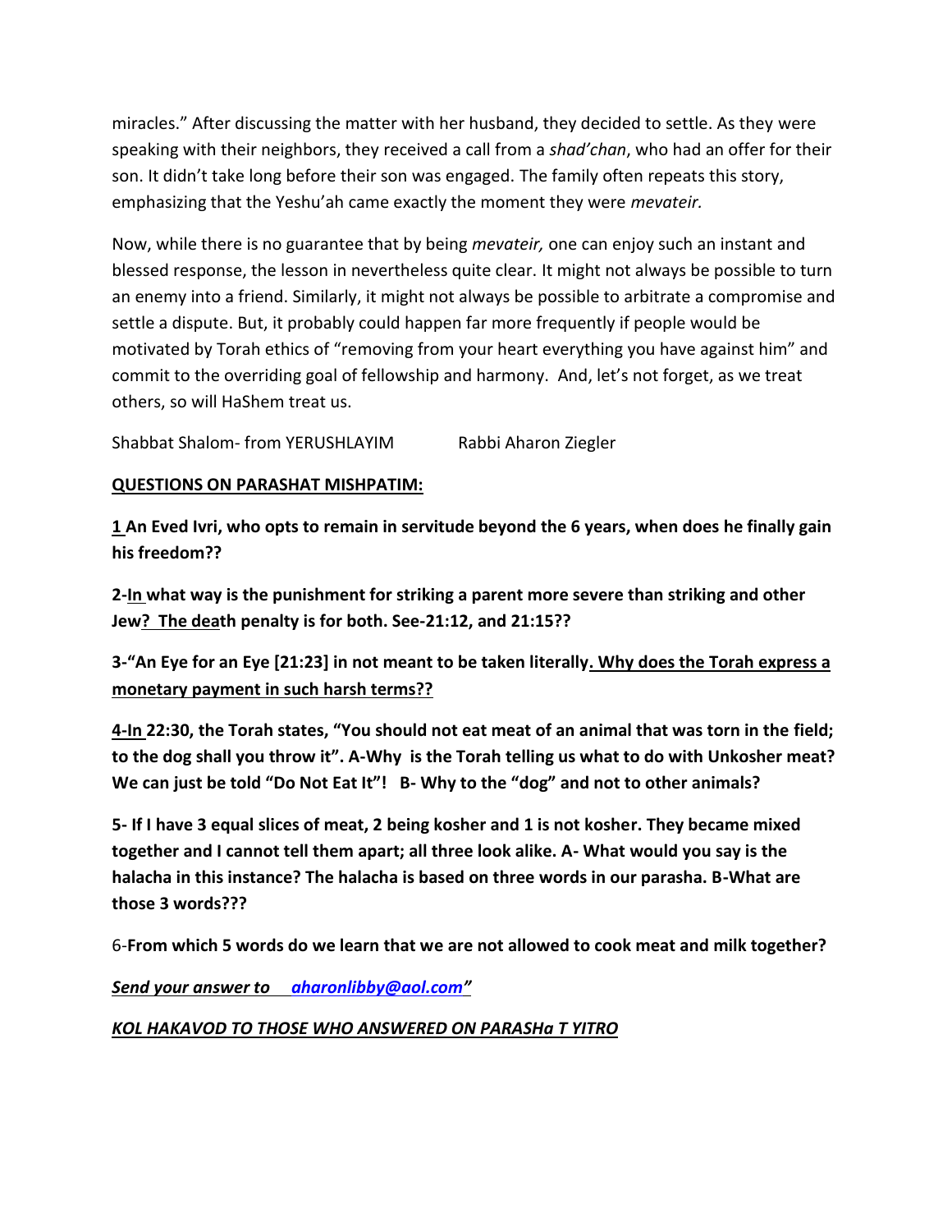miracles." After discussing the matter with her husband, they decided to settle. As they were speaking with their neighbors, they received a call from a *shad'chan*, who had an offer for their son. It didn't take long before their son was engaged. The family often repeats this story, emphasizing that the Yeshu'ah came exactly the moment they were *mevateir.*

Now, while there is no guarantee that by being *mevateir,* one can enjoy such an instant and blessed response, the lesson in nevertheless quite clear. It might not always be possible to turn an enemy into a friend. Similarly, it might not always be possible to arbitrate a compromise and settle a dispute. But, it probably could happen far more frequently if people would be motivated by Torah ethics of "removing from your heart everything you have against him" and commit to the overriding goal of fellowship and harmony. And, let's not forget, as we treat others, so will HaShem treat us.

Shabbat Shalom- from YERUSHLAYIM Rabbi Aharon Ziegler

**QUESTIONS ON PARASHAT MISHPATIM:**

**1 An Eved Ivri, who opts to remain in servitude beyond the 6 years, when does he finally gain his freedom??**

**2-In what way is the punishment for striking a parent more severe than striking and other Jew? The death penalty is for both. See-21:12, and 21:15??**

**3-"An Eye for an Eye [21:23] in not meant to be taken literally. Why does the Torah express a monetary payment in such harsh terms??**

**4-In 22:30, the Torah states, "You should not eat meat of an animal that was torn in the field; to the dog shall you throw it". A-Why is the Torah telling us what to do with Unkosher meat? We can just be told "Do Not Eat It"! B- Why to the "dog" and not to other animals?**

**5- If I have 3 equal slices of meat, 2 being kosher and 1 is not kosher. They became mixed together and I cannot tell them apart; all three look alike. A- What would you say is the halacha in this instance? The halacha is based on three words in our parasha. B-What are those 3 words???**

6-**From which 5 words do we learn that we are not allowed to cook meat and milk together?**

***Send your answer to aharonlibby@aol.com"***

***KOL HAKAVOD TO THOSE WHO ANSWERED ON PARASHa T YITRO***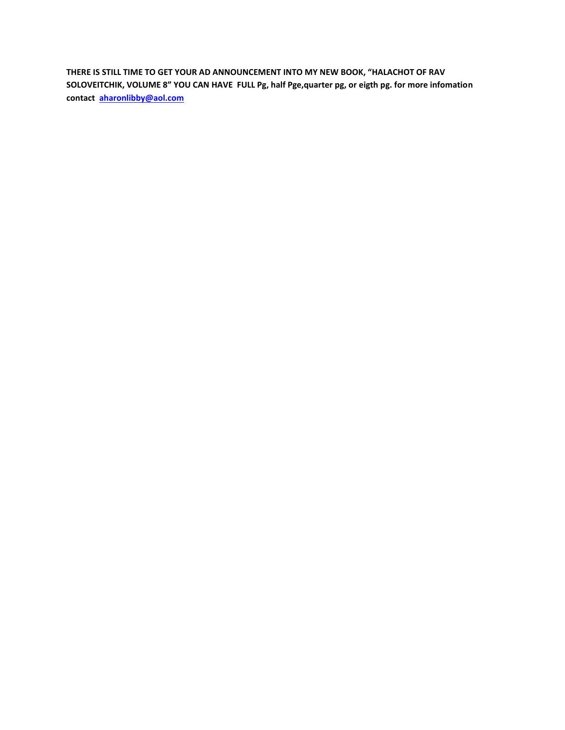**THERE IS STILL TIME TO GET YOUR AD ANNOUNCEMENT INTO MY NEW BOOK, "HALACHOT OF RAV SOLOVEITCHIK, VOLUME 8" YOU CAN HAVE FULL Pg, half Pge,quarter pg, or eigth pg. for more infomation contact [aharonlibby@aol.com](mailto:aharonlibby@aol.com)**